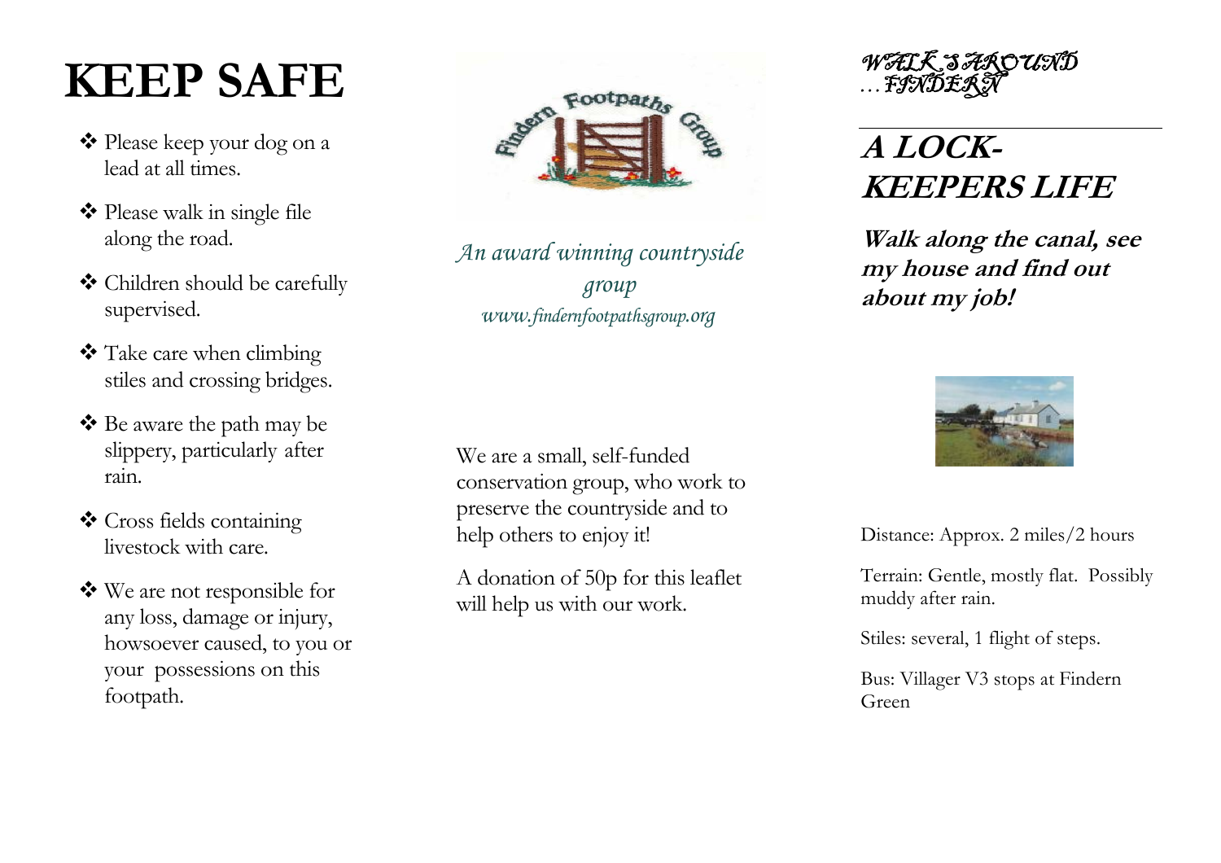# KEEP SAFE

- ❖ Please keep your dog on a lead at all times.
- ❖ Please walk in single file along the road.
- ❖ Children should be carefully supervised.
- ❖ Take care when climbing stiles and crossing bridges.
- ❖ Be aware the path may be slippery, particularly after rain.
- ❖ Cross fields containing livestock with care.
- ❖ We are not responsible for any loss, damage or injury, howsoever caused, to you or your possessions on this footpath.

Findern Footpaths Group

*An award winning countryside group*
*www.findernfootpathsgroup.org*

We are a small, self-funded conservation group, who work to preserve the countryside and to help others to enjoy it!

A donation of 50p for this leaflet will help us with our work.

*WALKS AROUND … FINDERN*

---

# *A LOCK-KEEPERS LIFE*

***Walk along the canal, see my house and find out about my job!***

Distance: Approx. 2 miles/2 hours

Terrain: Gentle, mostly flat. Possibly muddy after rain.

Stiles: several, 1 flight of steps.

Bus: Villager V3 stops at Findern Green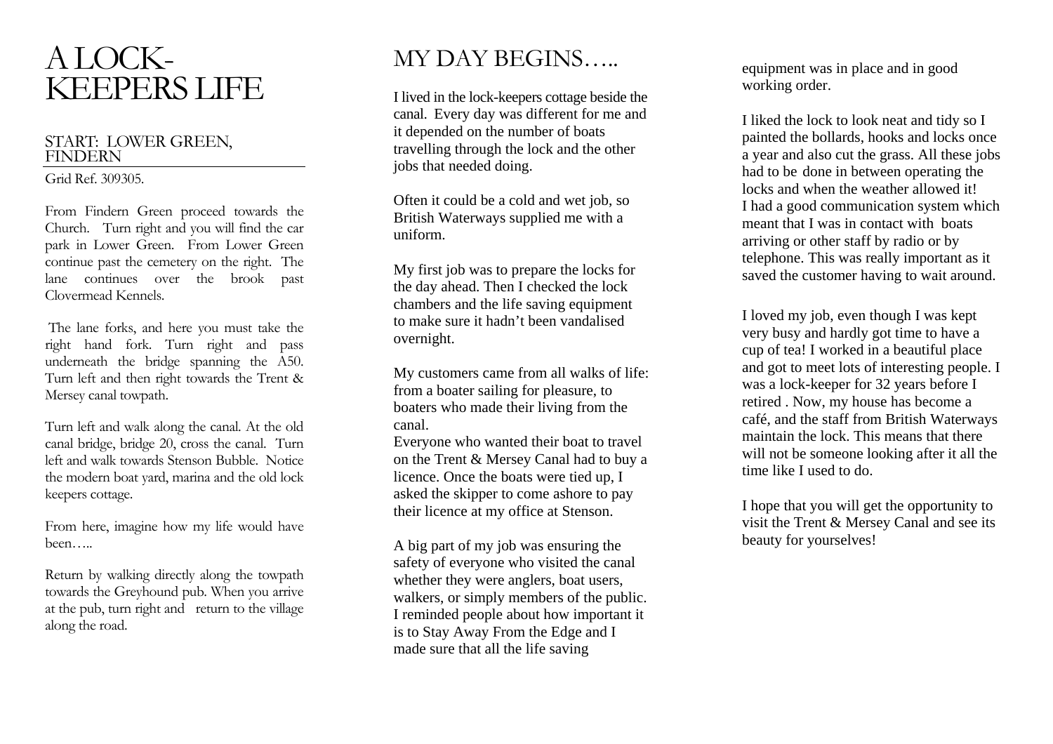# A LOCK-KEEPERS LIFE

## START: LOWER GREEN, FINDERN

Grid Ref. 309305.

From Findern Green proceed towards the Church. Turn right and you will find the car park in Lower Green. From Lower Green continue past the cemetery on the right. The lane continues over the brook past Clovermead Kennels.

The lane forks, and here you must take the right hand fork. Turn right and pass underneath the bridge spanning the A50. Turn left and then right towards the Trent & Mersey canal towpath.

Turn left and walk along the canal. At the old canal bridge, bridge 20, cross the canal. Turn left and walk towards Stenson Bubble. Notice the modern boat yard, marina and the old lock keepers cottage.

From here, imagine how my life would have been…..

Return by walking directly along the towpath towards the Greyhound pub. When you arrive at the pub, turn right and return to the village along the road.

# MY DAY BEGINS…..

I lived in the lock-keepers cottage beside the canal. Every day was different for me and it depended on the number of boats travelling through the lock and the other jobs that needed doing.

Often it could be a cold and wet job, so British Waterways supplied me with a uniform.

My first job was to prepare the locks for the day ahead. Then I checked the lock chambers and the life saving equipment to make sure it hadn't been vandalised overnight.

My customers came from all walks of life: from a boater sailing for pleasure, to boaters who made their living from the canal.
Everyone who wanted their boat to travel on the Trent & Mersey Canal had to buy a licence. Once the boats were tied up, I asked the skipper to come ashore to pay their licence at my office at Stenson.

A big part of my job was ensuring the safety of everyone who visited the canal whether they were anglers, boat users, walkers, or simply members of the public. I reminded people about how important it is to Stay Away From the Edge and I made sure that all the life saving equipment was in place and in good working order.

I liked the lock to look neat and tidy so I painted the bollards, hooks and locks once a year and also cut the grass. All these jobs had to be done in between operating the locks and when the weather allowed it!
I had a good communication system which meant that I was in contact with boats arriving or other staff by radio or by telephone. This was really important as it saved the customer having to wait around.

I loved my job, even though I was kept very busy and hardly got time to have a cup of tea! I worked in a beautiful place and got to meet lots of interesting people. I was a lock-keeper for 32 years before I retired . Now, my house has become a café, and the staff from British Waterways maintain the lock. This means that there will not be someone looking after it all the time like I used to do.

I hope that you will get the opportunity to visit the Trent & Mersey Canal and see its beauty for yourselves!